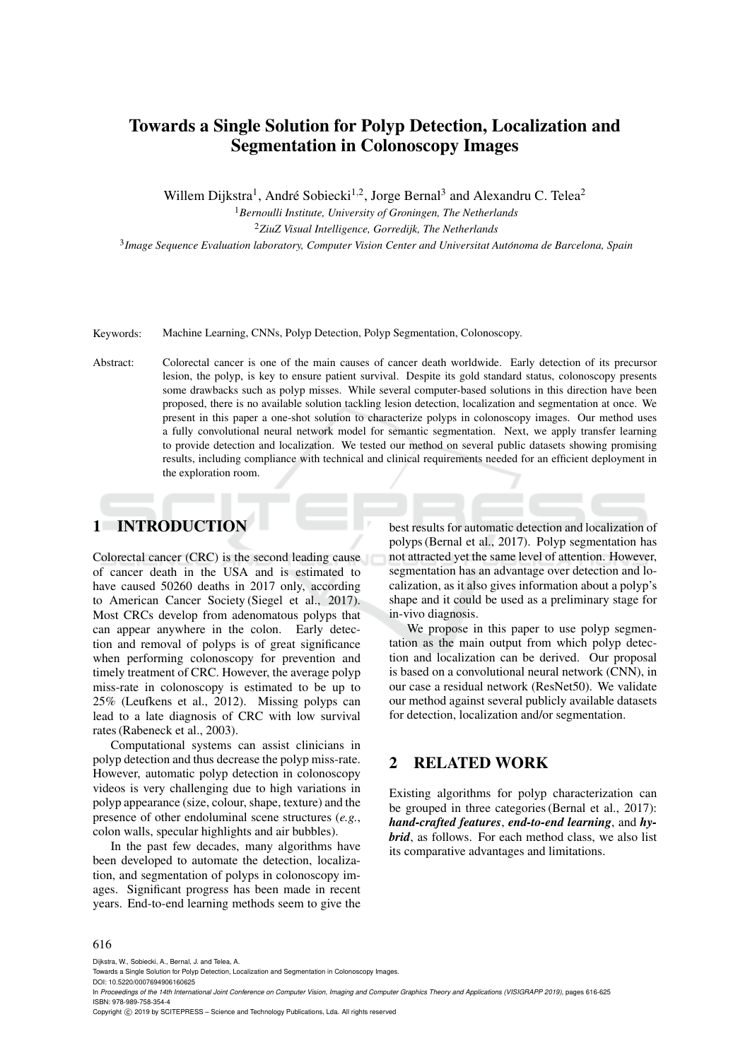# Towards a Single Solution for Polyp Detection, Localization and Segmentation in Colonoscopy Images

Willem Dijkstra[1], André Sobiecki[1,2], Jorge Bernal[3] and Alexandru C. Telea[2]

[1]*Bernoulli Institute, University of Groningen, The Netherlands*

[2]*ZiuZ Visual Intelligence, Gorredijk, The Netherlands*

[3]*Image Sequence Evaluation laboratory, Computer Vision Center and Universitat Autónoma de Barcelona, Spain*

Keywords: Machine Learning, CNNs, Polyp Detection, Polyp Segmentation, Colonoscopy.

Abstract: Colorectal cancer is one of the main causes of cancer death worldwide. Early detection of its precursor lesion, the polyp, is key to ensure patient survival. Despite its gold standard status, colonoscopy presents some drawbacks such as polyp misses. While several computer-based solutions in this direction have been proposed, there is no available solution tackling lesion detection, localization and segmentation at once. We present in this paper a one-shot solution to characterize polyps in colonoscopy images. Our method uses a fully convolutional neural network model for semantic segmentation. Next, we apply transfer learning to provide detection and localization. We tested our method on several public datasets showing promising results, including compliance with technical and clinical requirements needed for an efficient deployment in the exploration room.

## 1 INTRODUCTION

Colorectal cancer (CRC) is the second leading cause of cancer death in the USA and is estimated to have caused 50260 deaths in 2017 only, according to American Cancer Society (Siegel et al., 2017). Most CRCs develop from adenomatous polyps that can appear anywhere in the colon. Early detection and removal of polyps is of great significance when performing colonoscopy for prevention and timely treatment of CRC. However, the average polyp miss-rate in colonoscopy is estimated to be up to 25% (Leufkens et al., 2012). Missing polyps can lead to a late diagnosis of CRC with low survival rates (Rabeneck et al., 2003).

Computational systems can assist clinicians in polyp detection and thus decrease the polyp miss-rate. However, automatic polyp detection in colonoscopy videos is very challenging due to high variations in polyp appearance (size, colour, shape, texture) and the presence of other endoluminal scene structures (*e.g.*, colon walls, specular highlights and air bubbles).

In the past few decades, many algorithms have been developed to automate the detection, localization, and segmentation of polyps in colonoscopy images. Significant progress has been made in recent years. End-to-end learning methods seem to give the best results for automatic detection and localization of polyps (Bernal et al., 2017). Polyp segmentation has not attracted yet the same level of attention. However, segmentation has an advantage over detection and localization, as it also gives information about a polyp's shape and it could be used as a preliminary stage for in-vivo diagnosis.

We propose in this paper to use polyp segmentation as the main output from which polyp detection and localization can be derived. Our proposal is based on a convolutional neural network (CNN), in our case a residual network (ResNet50). We validate our method against several publicly available datasets for detection, localization and/or segmentation.

## 2 RELATED WORK

Existing algorithms for polyp characterization can be grouped in three categories (Bernal et al., 2017): ***hand-crafted features***, ***end-to-end learning***, and ***hybrid***, as follows. For each method class, we also list its comparative advantages and limitations.

Dijkstra, W., Sobiecki, A., Bernal, J. and Telea, A.
Towards a Single Solution for Polyp Detection, Localization and Segmentation in Colonoscopy Images.
DOI: 10.5220/0007694906160625
In *Proceedings of the 14th International Joint Conference on Computer Vision, Imaging and Computer Graphics Theory and Applications (VISIGRAPP 2019)*, pages 616-625
ISBN: 978-989-758-354-4
Copyright © 2019 by SCITEPRESS – Science and Technology Publications, Lda. All rights reserved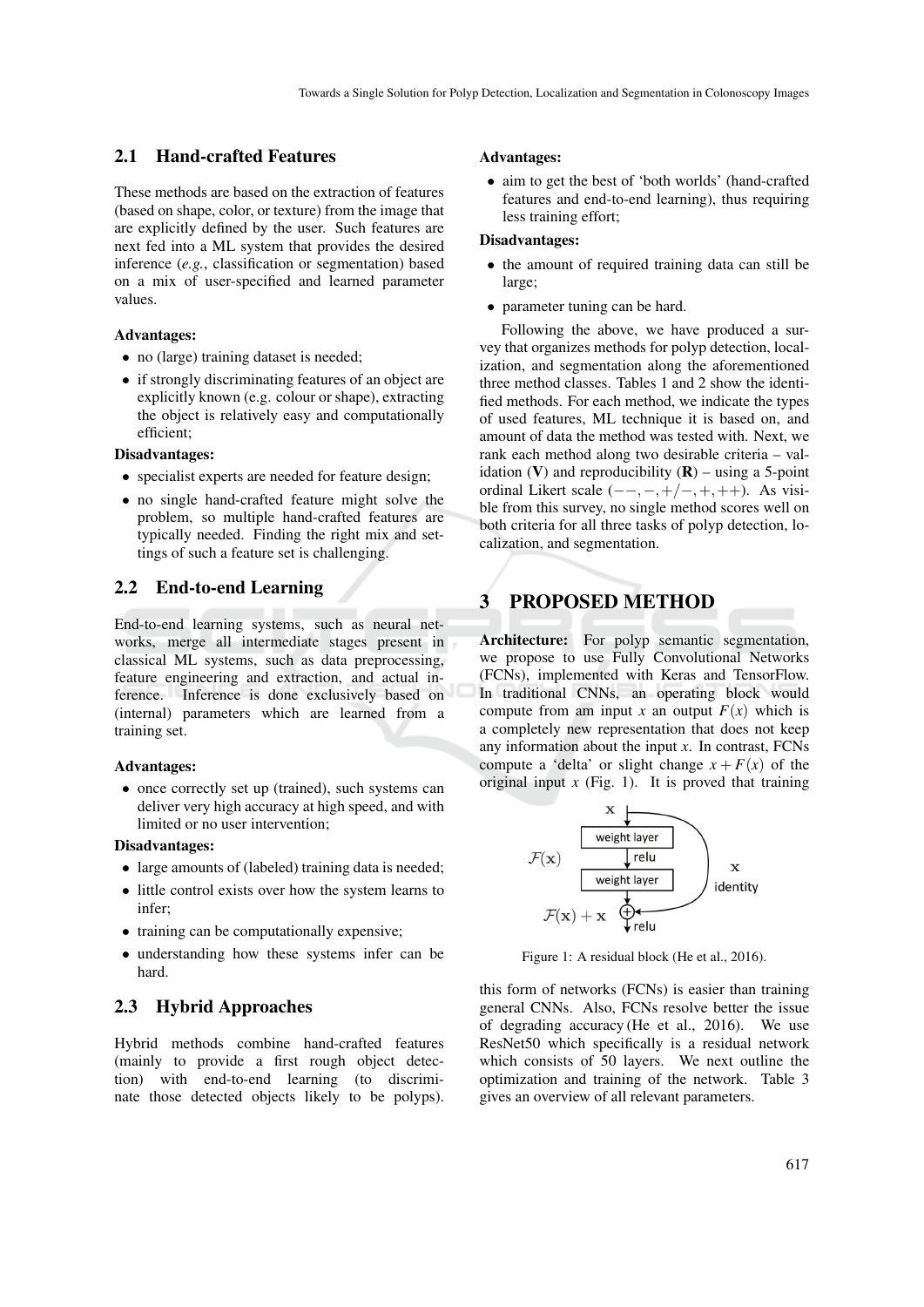## 2.1 Hand-crafted Features

These methods are based on the extraction of features (based on shape, color, or texture) from the image that are explicitly defined by the user. Such features are next fed into a ML system that provides the desired inference (*e.g.*, classification or segmentation) based on a mix of user-specified and learned parameter values.

**Advantages:**

- no (large) training dataset is needed;
- if strongly discriminating features of an object are explicitly known (e.g. colour or shape), extracting the object is relatively easy and computationally efficient;

**Disadvantages:**

- specialist experts are needed for feature design;
- no single hand-crafted feature might solve the problem, so multiple hand-crafted features are typically needed. Finding the right mix and settings of such a feature set is challenging.

## 2.2 End-to-end Learning

End-to-end learning systems, such as neural networks, merge all intermediate stages present in classical ML systems, such as data preprocessing, feature engineering and extraction, and actual inference. Inference is done exclusively based on (internal) parameters which are learned from a training set.

**Advantages:**

- once correctly set up (trained), such systems can deliver very high accuracy at high speed, and with limited or no user intervention;

**Disadvantages:**

- large amounts of (labeled) training data is needed;
- little control exists over how the system learns to infer;
- training can be computationally expensive;
- understanding how these systems infer can be hard.

## 2.3 Hybrid Approaches

Hybrid methods combine hand-crafted features (mainly to provide a first rough object detection) with end-to-end learning (to discriminate those detected objects likely to be polyps).

**Advantages:**

- aim to get the best of 'both worlds' (hand-crafted features and end-to-end learning), thus requiring less training effort;

**Disadvantages:**

- the amount of required training data can still be large;
- parameter tuning can be hard.

Following the above, we have produced a survey that organizes methods for polyp detection, localization, and segmentation along the aforementioned three method classes. Tables 1 and 2 show the identified methods. For each method, we indicate the types of used features, ML technique it is based on, and amount of data the method was tested with. Next, we rank each method along two desirable criteria – validation (**V**) and reproducibility (**R**) – using a 5-point ordinal Likert scale ($--, -, +/-, +, ++$). As visible from this survey, no single method scores well on both criteria for all three tasks of polyp detection, localization, and segmentation.

# 3 PROPOSED METHOD

**Architecture:** For polyp semantic segmentation, we propose to use Fully Convolutional Networks (FCNs), implemented with Keras and TensorFlow. In traditional CNNs, an operating block would compute from am input $x$ an output $F(x)$ which is a completely new representation that does not keep any information about the input $x$. In contrast, FCNs compute a 'delta' or slight change $x + F(x)$ of the original input $x$ (Fig. 1). It is proved that training this form of networks (FCNs) is easier than training general CNNs. Also, FCNs resolve better the issue of degrading accuracy (He et al., 2016). We use ResNet50 which specifically is a residual network which consists of 50 layers. We next outline the optimization and training of the network. Table 3 gives an overview of all relevant parameters.

Figure 1: A residual block (He et al., 2016).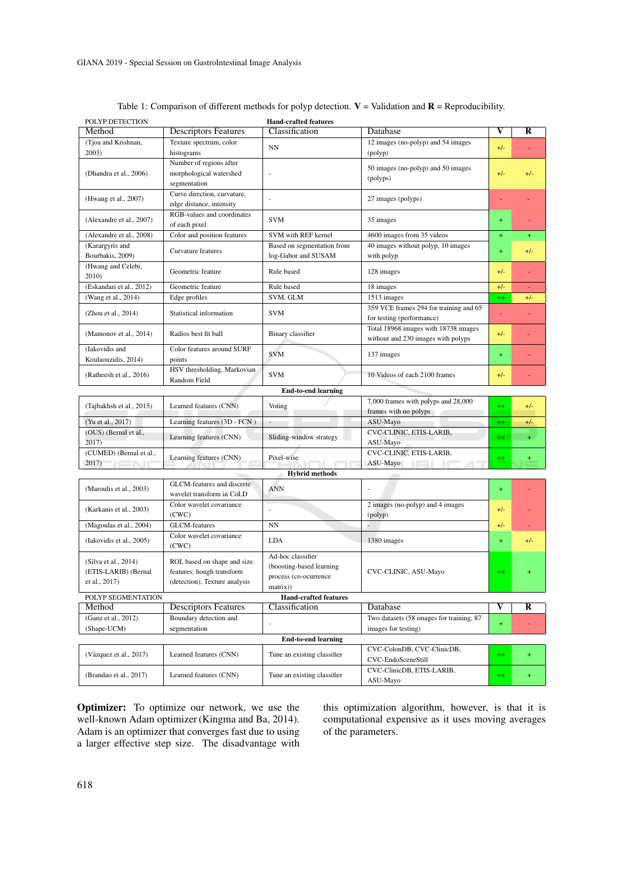Table 1: Comparison of different methods for polyp detection. **V** = Validation and **R** = Reproducibility.

| POLYP DETECTION | | Hand-crafted features | | | |
|---|---|---|---|---|---|
| Method | Descriptors Features | Classification | Database | V | R |
| (Tjoa and Krishnan, 2003) | Texture spectrum, color histograms | NN | 12 images (no-polyp) and 54 images (polyp) | +/- | - |
| (Dhandra et al., 2006) | Number of regions after morphological watershed segmentation | - | 50 images (no-polyp) and 50 images (polyps) | +/- | +/- |
| (Hwang et al., 2007) | Curve direction, curvature, edge distance, intensity | - | 27 images (polyps) | - | - |
| (Alexandre et al., 2007) | RGB-values and coordinates of each pixel | SVM | 35 images | + | - |
| (Alexandre et al., 2008) | Color and position features | SVM with REF kernel | 4600 images from 35 videos | + | + |
| (Karargyris and Bourbakis, 2009) | Curvature features | Based on segmentation from log-Gabor and SUSAM | 40 images without polyp, 10 images with polyp | + | +/- |
| (Hwang and Celebi, 2010) | Geometric feature | Rule based | 128 images | +/- | - |
| (Eskandari et al., 2012) | Geometric feature | Rule based | 18 images | +/- | - |
| (Wang et al., 2014) | Edge profiles | SVM, GLM | 1513 images | ++ | +/- |
| (Zhou et al., 2014) | Statistical information | SVM | 359 VCE frames 294 for training and 65 for testing (performance) | - | - |
| (Mamonov et al., 2014) | Radios best fit ball | Binary classifier | Total 18968 images with 18738 images without and 230 images with polyps | +/- | - |
| (Iakovidis and Koulaouzidis, 2014) | Color features around SURF points | SVM | 137 images | + | - |
| (Ratheesh et al., 2016) | HSV thresholding, Markovian Random Field | SVM | 10 Videos of each 2100 frames | +/- | - |
| | | **End-to-end learning** | | | |
| (Tajbakhsh et al., 2015) | Learned features (CNN) | Voting | 7,000 frames with polyps and 28,000 frames with no polyps | ++ | +/- |
| (Yu et al., 2017) | Learning features (3D - FCN ) | - | ASU-Mayo | ++ | +/- |
| (OUS) (Bernal et al., 2017) | Learning features (CNN) | Sliding-window strategy | CVC-CLINIC, ETIS-LARIB, ASU-Mayo | ++ | + |
| (CUMED) (Bernal et al., 2017) | Learning features (CNN) | Pixel-wise | CVC-CLINIC, ETIS-LARIB, ASU-Mayo | ++ | + |
| | | **Hybrid methods** | | | |
| (Maroulis et al., 2003) | GLCM-features and discrete wavelet transform in CoLD | ANN | - | + | - |
| (Karkanis et al., 2003) | Color wavelet covariance (CWC) | - | 2 images (no-polyp) and 4 images (polyp) | +/- | - |
| (Magoulas et al., 2004) | GLCM-features | NN | - | +/- | - |
| (Iakovidis et al., 2005) | Color wavelet covariance (CWC) | LDA | 1380 images | + | +/- |
| (Silva et al., 2014) (ETIS-LARIB) (Bernal et al., 2017) | ROI, based on shape and size features; hough transform (detection), Texture analysis | Ad-hoc classifier (boosting-based learning process (co-ocurrence matrix)) | CVC-CLINIC, ASU-Mayo | ++ | + |
| POLYP SEGMENTATION | | Hand-crafted features | | | |
| Method | Descriptors Features | Classification | Database | V | R |
| (Ganz et al., 2012) (Shape-UCM) | Boundary detection and segmentation | - | Two datasets (58 images for training, 87 images for testing) | + | - |
| | | **End-to-end learning** | | | |
| (Vázquez et al., 2017) | Learned features (CNN) | Tune an existing classifier | CVC-ColonDB, CVC-ClinicDB, CVC-EndoSceneStill | ++ | + |
| (Brandao et al., 2017) | Learned features (CNN) | Tune an existing classifier | CVC-ClinicDB, ETIS-LARIB, ASU-Mayo | ++ | + |

**Optimizer:** To optimize our network, we use the well-known Adam optimizer (Kingma and Ba, 2014). Adam is an optimizer that converges fast due to using a larger effective step size. The disadvantage with this optimization algorithm, however, is that it is computational expensive as it uses moving averages of the parameters.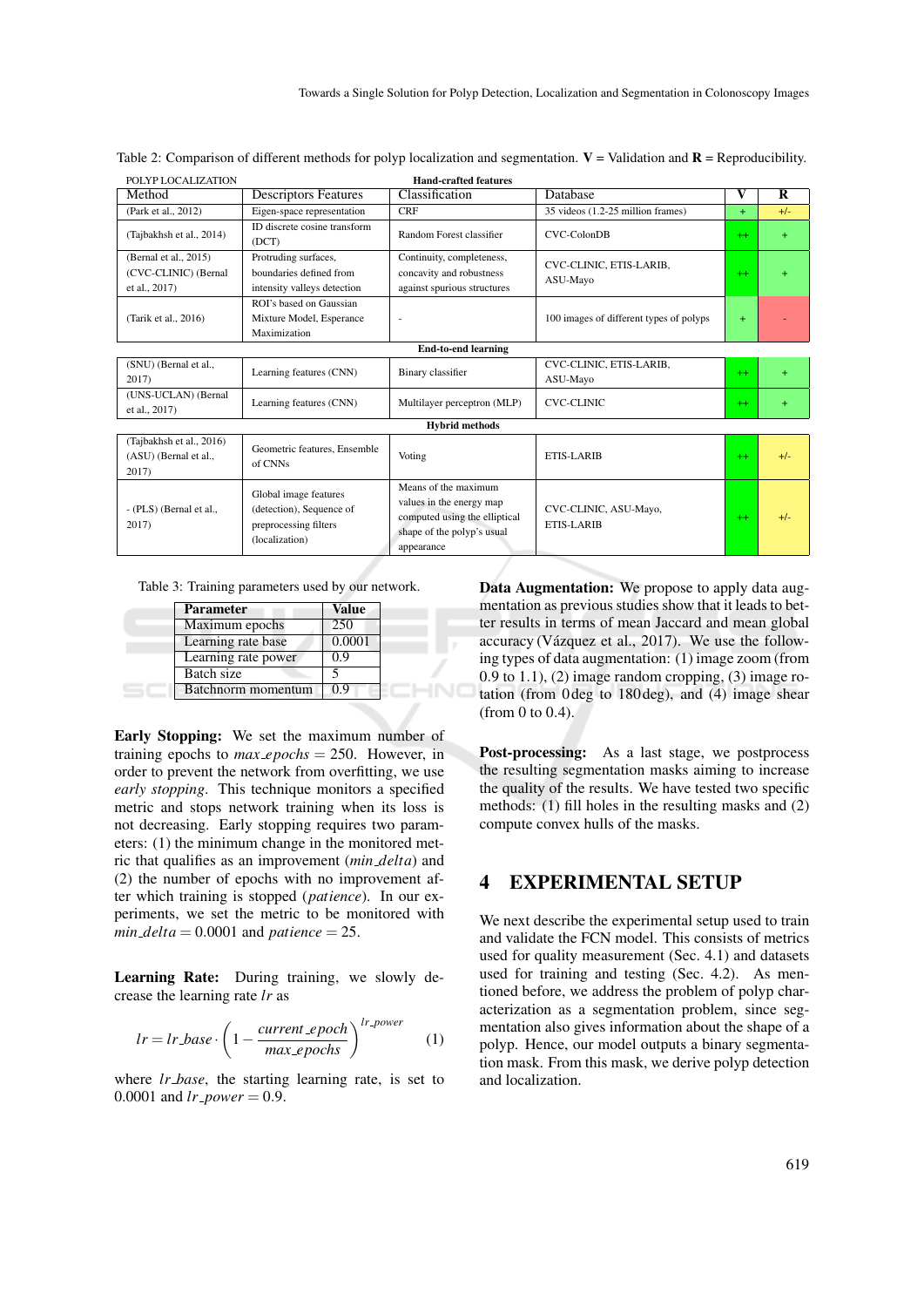Table 2: Comparison of different methods for polyp localization and segmentation. **V** = Validation and **R** = Reproducibility.

| POLYP LOCALIZATION | | | | | |
|---|---|---|---|---|---|
| **Hand-crafted features** | | | | | |
| Method | Descriptors Features | Classification | Database | **V** | **R** |
| (Park et al., 2012) | Eigen-space representation | CRF | 35 videos (1.2-25 million frames) | + | +/- |
| (Tajbakhsh et al., 2014) | ID discrete cosine transform (DCT) | Random Forest classifier | CVC-ColonDB | ++ | + |
| (Bernal et al., 2015) (CVC-CLINIC) (Bernal et al., 2017) | Protruding surfaces, boundaries defined from intensity valleys detection | Continuity, completeness, concavity and robustness against spurious structures | CVC-CLINIC, ETIS-LARIB, ASU-Mayo | ++ | + |
| (Tarik et al., 2016) | ROI's based on Gaussian Mixture Model, Esperance Maximization | - | 100 images of different types of polyps | + | - |
| **End-to-end learning** | | | | | |
| (SNU) (Bernal et al., 2017) | Learning features (CNN) | Binary classifier | CVC-CLINIC, ETIS-LARIB, ASU-Mayo | ++ | + |
| (UNS-UCLAN) (Bernal et al., 2017) | Learning features (CNN) | Multilayer perceptron (MLP) | CVC-CLINIC | ++ | + |
| **Hybrid methods** | | | | | |
| (Tajbakhsh et al., 2016) (ASU) (Bernal et al., 2017) | Geometric features, Ensemble of CNNs | Voting | ETIS-LARIB | ++ | +/- |
| - (PLS) (Bernal et al., 2017) | Global image features (detection), Sequence of preprocessing filters (localization) | Means of the maximum values in the energy map computed using the elliptical shape of the polyp's usual appearance | CVC-CLINIC, ASU-Mayo, ETIS-LARIB | ++ | +/- |

Table 3: Training parameters used by our network.

| **Parameter** | **Value** |
|---|---|
| Maximum epochs | 250 |
| Learning rate base | 0.0001 |
| Learning rate power | 0.9 |
| Batch size | 5 |
| Batchnorm momentum | 0.9 |

**Early Stopping:** We set the maximum number of training epochs to $max\_epochs = 250$. However, in order to prevent the network from overfitting, we use *early stopping*. This technique monitors a specified metric and stops network training when its loss is not decreasing. Early stopping requires two parameters: (1) the minimum change in the monitored metric that qualifies as an improvement ($min\_delta$) and (2) the number of epochs with no improvement after which training is stopped ($patience$). In our experiments, we set the metric to be monitored with $min\_delta = 0.0001$ and $patience = 25$.

**Learning Rate:** During training, we slowly decrease the learning rate $lr$ as

$$lr = lr\_base \cdot \left(1 - \frac{current\_epoch}{max\_epochs}\right)^{lr\_power} \quad (1)$$

where $lr\_base$, the starting learning rate, is set to 0.0001 and $lr\_power = 0.9$.

**Data Augmentation:** We propose to apply data augmentation as previous studies show that it leads to better results in terms of mean Jaccard and mean global accuracy (Vázquez et al., 2017). We use the following types of data augmentation: (1) image zoom (from 0.9 to 1.1), (2) image random cropping, (3) image rotation (from 0 deg to 180 deg), and (4) image shear (from 0 to 0.4).

**Post-processing:** As a last stage, we postprocess the resulting segmentation masks aiming to increase the quality of the results. We have tested two specific methods: (1) fill holes in the resulting masks and (2) compute convex hulls of the masks.

## 4 EXPERIMENTAL SETUP

We next describe the experimental setup used to train and validate the FCN model. This consists of metrics used for quality measurement (Sec. 4.1) and datasets used for training and testing (Sec. 4.2). As mentioned before, we address the problem of polyp characterization as a segmentation problem, since segmentation also gives information about the shape of a polyp. Hence, our model outputs a binary segmentation mask. From this mask, we derive polyp detection and localization.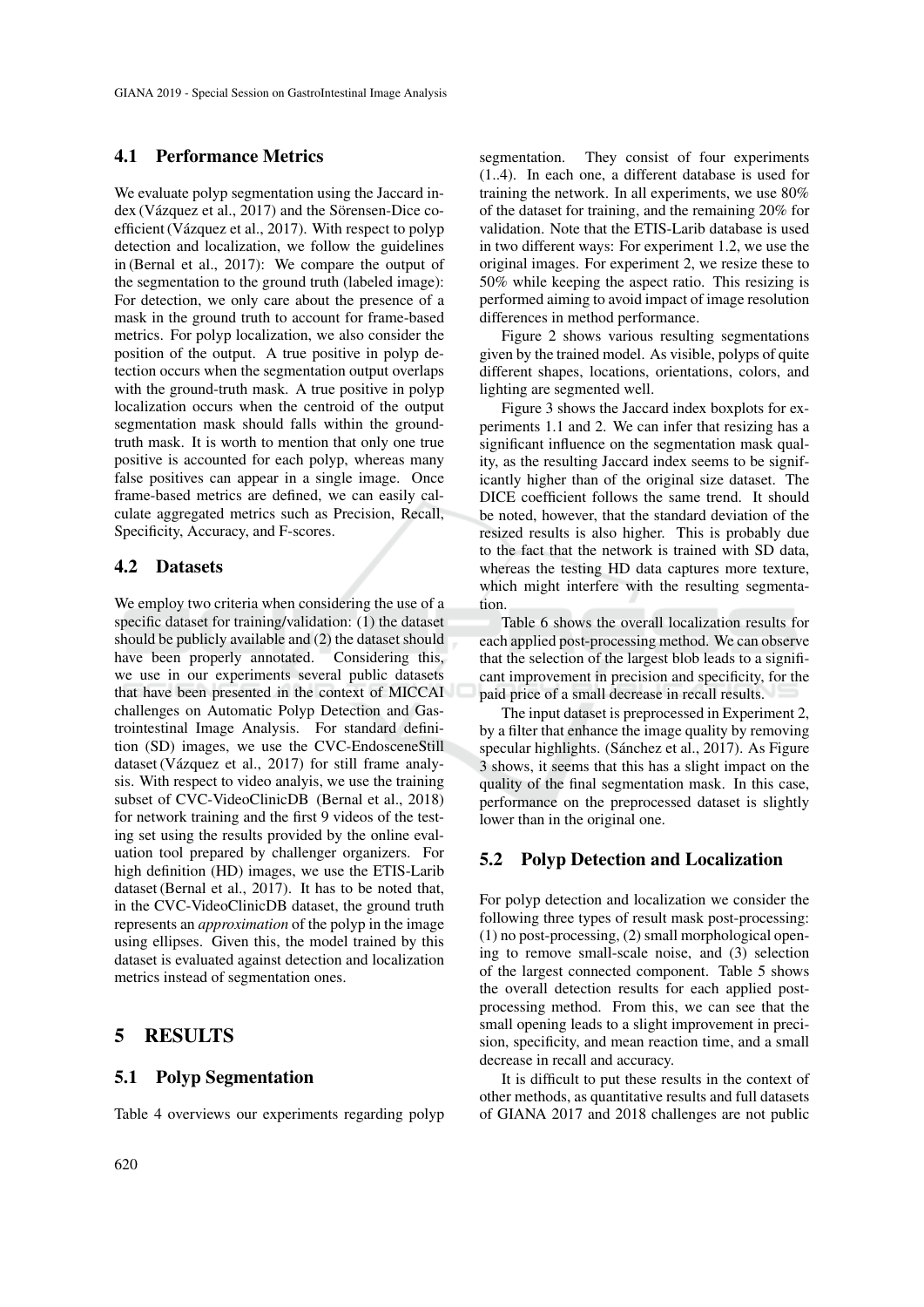## 4.1 Performance Metrics

We evaluate polyp segmentation using the Jaccard index (Vázquez et al., 2017) and the Sörensen-Dice coefficient (Vázquez et al., 2017). With respect to polyp detection and localization, we follow the guidelines in (Bernal et al., 2017): We compare the output of the segmentation to the ground truth (labeled image): For detection, we only care about the presence of a mask in the ground truth to account for frame-based metrics. For polyp localization, we also consider the position of the output. A true positive in polyp detection occurs when the segmentation output overlaps with the ground-truth mask. A true positive in polyp localization occurs when the centroid of the output segmentation mask should falls within the ground-truth mask. It is worth to mention that only one true positive is accounted for each polyp, whereas many false positives can appear in a single image. Once frame-based metrics are defined, we can easily calculate aggregated metrics such as Precision, Recall, Specificity, Accuracy, and F-scores.

## 4.2 Datasets

We employ two criteria when considering the use of a specific dataset for training/validation: (1) the dataset should be publicly available and (2) the dataset should have been properly annotated. Considering this, we use in our experiments several public datasets that have been presented in the context of MICCAI challenges on Automatic Polyp Detection and Gastrointestinal Image Analysis. For standard definition (SD) images, we use the CVC-EndosceneStill dataset (Vázquez et al., 2017) for still frame analysis. With respect to video analyis, we use the training subset of CVC-VideoClinicDB (Bernal et al., 2018) for network training and the first 9 videos of the testing set using the results provided by the online evaluation tool prepared by challenger organizers. For high definition (HD) images, we use the ETIS-Larib dataset (Bernal et al., 2017). It has to be noted that, in the CVC-VideoClinicDB dataset, the ground truth represents an *approximation* of the polyp in the image using ellipses. Given this, the model trained by this dataset is evaluated against detection and localization metrics instead of segmentation ones.

# 5 RESULTS

## 5.1 Polyp Segmentation

Table 4 overviews our experiments regarding polyp segmentation. They consist of four experiments (1..4). In each one, a different database is used for training the network. In all experiments, we use 80% of the dataset for training, and the remaining 20% for validation. Note that the ETIS-Larib database is used in two different ways: For experiment 1.2, we use the original images. For experiment 2, we resize these to 50% while keeping the aspect ratio. This resizing is performed aiming to avoid impact of image resolution differences in method performance.

Figure 2 shows various resulting segmentations given by the trained model. As visible, polyps of quite different shapes, locations, orientations, colors, and lighting are segmented well.

Figure 3 shows the Jaccard index boxplots for experiments 1.1 and 2. We can infer that resizing has a significant influence on the segmentation mask quality, as the resulting Jaccard index seems to be significantly higher than of the original size dataset. The DICE coefficient follows the same trend. It should be noted, however, that the standard deviation of the resized results is also higher. This is probably due to the fact that the network is trained with SD data, whereas the testing HD data captures more texture, which might interfere with the resulting segmentation.

Table 6 shows the overall localization results for each applied post-processing method. We can observe that the selection of the largest blob leads to a significant improvement in precision and specificity, for the paid price of a small decrease in recall results.

The input dataset is preprocessed in Experiment 2, by a filter that enhance the image quality by removing specular highlights. (Sánchez et al., 2017). As Figure 3 shows, it seems that this has a slight impact on the quality of the final segmentation mask. In this case, performance on the preprocessed dataset is slightly lower than in the original one.

## 5.2 Polyp Detection and Localization

For polyp detection and localization we consider the following three types of result mask post-processing: (1) no post-processing, (2) small morphological opening to remove small-scale noise, and (3) selection of the largest connected component. Table 5 shows the overall detection results for each applied post-processing method. From this, we can see that the small opening leads to a slight improvement in precision, specificity, and mean reaction time, and a small decrease in recall and accuracy.

It is difficult to put these results in the context of other methods, as quantitative results and full datasets of GIANA 2017 and 2018 challenges are not public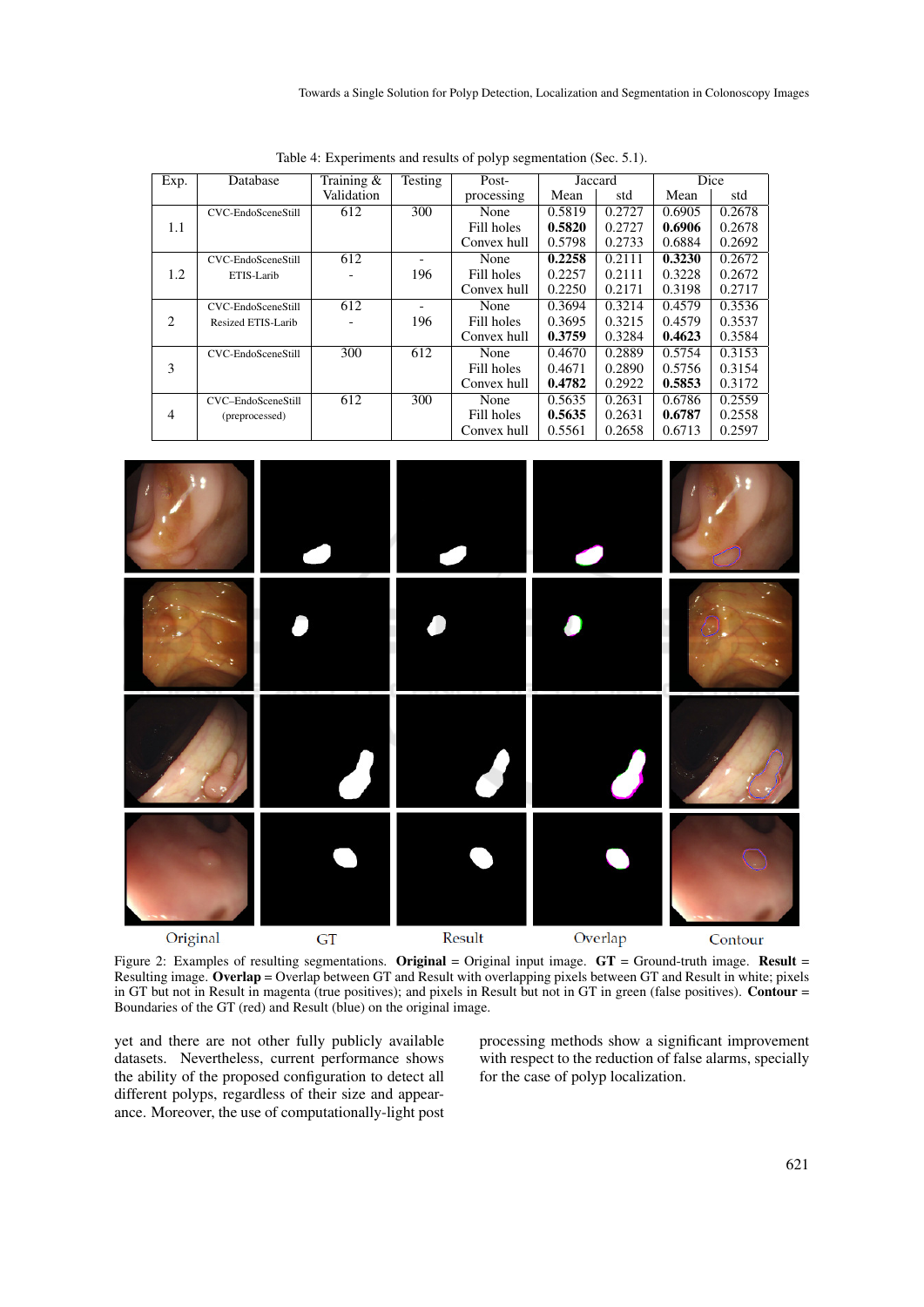Table 4: Experiments and results of polyp segmentation (Sec. 5.1).

| Exp. | Database | Training & Validation | Testing | Post-processing | Jaccard | | Dice | |
|---|---|---|---|---|---|---|---|---|
| | | | | | Mean | std | Mean | std |
| 1.1 | CVC-EndoSceneStill | 612 | 300 | None | 0.5819 | 0.2727 | 0.6905 | 0.2678 |
| | | | | Fill holes | **0.5820** | 0.2727 | **0.6906** | 0.2678 |
| | | | | Convex hull | 0.5798 | 0.2733 | 0.6884 | 0.2692 |
| 1.2 | CVC-EndoSceneStill | 612 | - | None | **0.2258** | 0.2111 | **0.3230** | 0.2672 |
| | ETIS-Larib | - | 196 | Fill holes | 0.2257 | 0.2111 | 0.3228 | 0.2672 |
| | | | | Convex hull | 0.2250 | 0.2171 | 0.3198 | 0.2717 |
| 2 | CVC-EndoSceneStill | 612 | - | None | 0.3694 | 0.3214 | 0.4579 | 0.3536 |
| | Resized ETIS-Larib | - | 196 | Fill holes | 0.3695 | 0.3215 | 0.4579 | 0.3537 |
| | | | | Convex hull | **0.3759** | 0.3284 | **0.4623** | 0.3584 |
| 3 | CVC-EndoSceneStill | 300 | 612 | None | 0.4670 | 0.2889 | 0.5754 | 0.3153 |
| | | | | Fill holes | 0.4671 | 0.2890 | 0.5756 | 0.3154 |
| | | | | Convex hull | **0.4782** | 0.2922 | **0.5853** | 0.3172 |
| 4 | CVC–EndoSceneStill (preprocessed) | 612 | 300 | None | 0.5635 | 0.2631 | 0.6786 | 0.2559 |
| | | | | Fill holes | **0.5635** | 0.2631 | **0.6787** | 0.2558 |
| | | | | Convex hull | 0.5561 | 0.2658 | 0.6713 | 0.2597 |

Figure 2: Examples of resulting segmentations. **Original** = Original input image. **GT** = Ground-truth image. **Result** = Resulting image. **Overlap** = Overlap between GT and Result with overlapping pixels between GT and Result in white; pixels in GT but not in Result in magenta (true positives); and pixels in Result but not in GT in green (false positives). **Contour** = Boundaries of the GT (red) and Result (blue) on the original image.

yet and there are not other fully publicly available datasets. Nevertheless, current performance shows the ability of the proposed configuration to detect all different polyps, regardless of their size and appearance. Moreover, the use of computationally-light post processing methods show a significant improvement with respect to the reduction of false alarms, specially for the case of polyp localization.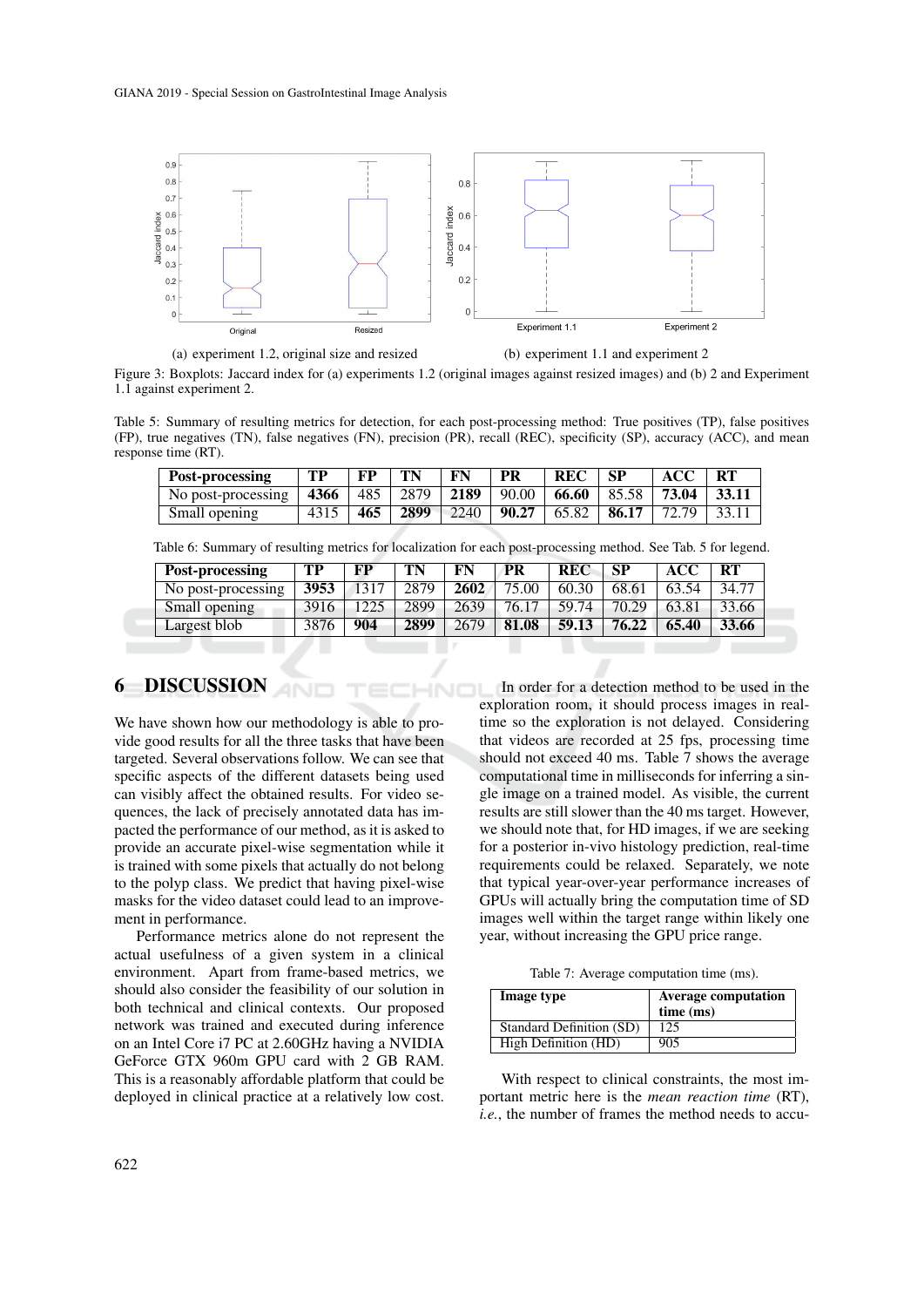(a) experiment 1.2, original size and resized

(b) experiment 1.1 and experiment 2

Figure 3: Boxplots: Jaccard index for (a) experiments 1.2 (original images against resized images) and (b) 2 and Experiment 1.1 against experiment 2.

Table 5: Summary of resulting metrics for detection, for each post-processing method: True positives (TP), false positives (FP), true negatives (TN), false negatives (FN), precision (PR), recall (REC), specificity (SP), accuracy (ACC), and mean response time (RT).

| Post-processing | TP | FP | TN | FN | PR | REC | SP | ACC | RT |
|---|---|---|---|---|---|---|---|---|---|
| No post-processing | **4366** | 485 | 2879 | **2189** | 90.00 | **66.60** | 85.58 | **73.04** | **33.11** |
| Small opening | 4315 | **465** | **2899** | 2240 | **90.27** | 65.82 | **86.17** | 72.79 | 33.11 |

Table 6: Summary of resulting metrics for localization for each post-processing method. See Tab. 5 for legend.

| Post-processing | TP | FP | TN | FN | PR | REC | SP | ACC | RT |
|---|---|---|---|---|---|---|---|---|---|
| No post-processing | **3953** | 1317 | 2879 | **2602** | 75.00 | 60.30 | 68.61 | 63.54 | 34.77 |
| Small opening | 3916 | 1225 | 2899 | 2639 | 76.17 | 59.74 | 70.29 | 63.81 | 33.66 |
| Largest blob | 3876 | **904** | **2899** | 2679 | **81.08** | **59.13** | **76.22** | **65.40** | **33.66** |

## 6 DISCUSSION

We have shown how our methodology is able to provide good results for all the three tasks that have been targeted. Several observations follow. We can see that specific aspects of the different datasets being used can visibly affect the obtained results. For video sequences, the lack of precisely annotated data has impacted the performance of our method, as it is asked to provide an accurate pixel-wise segmentation while it is trained with some pixels that actually do not belong to the polyp class. We predict that having pixel-wise masks for the video dataset could lead to an improvement in performance.

Performance metrics alone do not represent the actual usefulness of a given system in a clinical environment. Apart from frame-based metrics, we should also consider the feasibility of our solution in both technical and clinical contexts. Our proposed network was trained and executed during inference on an Intel Core i7 PC at 2.60GHz having a NVIDIA GeForce GTX 960m GPU card with 2 GB RAM. This is a reasonably affordable platform that could be deployed in clinical practice at a relatively low cost.

In order for a detection method to be used in the exploration room, it should process images in real-time so the exploration is not delayed. Considering that videos are recorded at 25 fps, processing time should not exceed 40 ms. Table 7 shows the average computational time in milliseconds for inferring a single image on a trained model. As visible, the current results are still slower than the 40 ms target. However, we should note that, for HD images, if we are seeking for a posterior in-vivo histology prediction, real-time requirements could be relaxed. Separately, we note that typical year-over-year performance increases of GPUs will actually bring the computation time of SD images well within the target range within likely one year, without increasing the GPU price range.

Table 7: Average computation time (ms).

| Image type | Average computation time (ms) |
|---|---|
| Standard Definition (SD) | 125 |
| High Definition (HD) | 905 |

With respect to clinical constraints, the most important metric here is the *mean reaction time* (RT), *i.e.*, the number of frames the method needs to accu-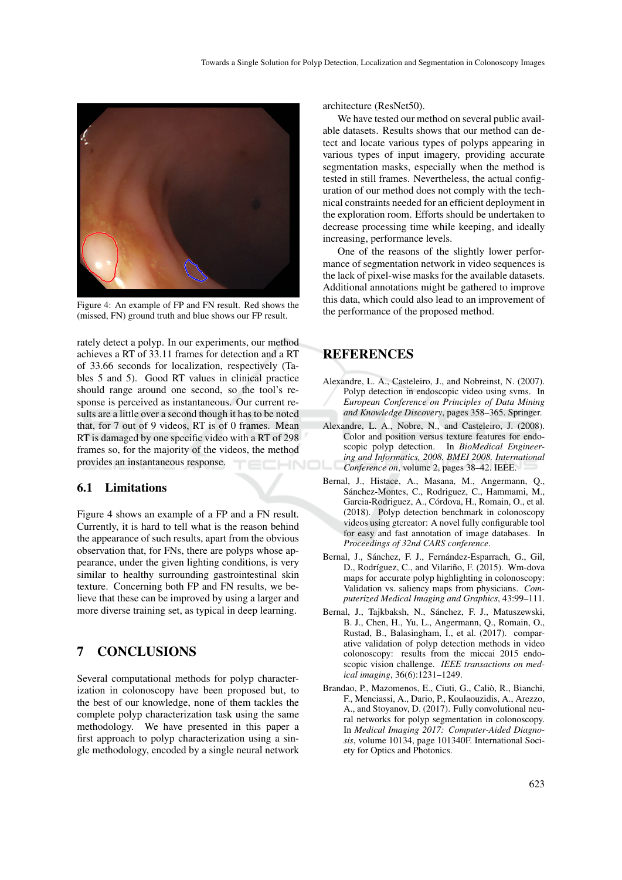Figure 4: An example of FP and FN result. Red shows the (missed, FN) ground truth and blue shows our FP result.

rately detect a polyp. In our experiments, our method achieves a RT of 33.11 frames for detection and a RT of 33.66 seconds for localization, respectively (Tables 5 and 5). Good RT values in clinical practice should range around one second, so the tool's response is perceived as instantaneous. Our current results are a little over a second though it has to be noted that, for 7 out of 9 videos, RT is of 0 frames. Mean RT is damaged by one specific video with a RT of 298 frames so, for the majority of the videos, the method provides an instantaneous response.

### 6.1 Limitations

Figure 4 shows an example of a FP and a FN result. Currently, it is hard to tell what is the reason behind the appearance of such results, apart from the obvious observation that, for FNs, there are polyps whose appearance, under the given lighting conditions, is very similar to healthy surrounding gastrointestinal skin texture. Concerning both FP and FN results, we believe that these can be improved by using a larger and more diverse training set, as typical in deep learning.

## 7 CONCLUSIONS

Several computational methods for polyp characterization in colonoscopy have been proposed but, to the best of our knowledge, none of them tackles the complete polyp characterization task using the same methodology. We have presented in this paper a first approach to polyp characterization using a single methodology, encoded by a single neural network architecture (ResNet50).

We have tested our method on several public available datasets. Results shows that our method can detect and locate various types of polyps appearing in various types of input imagery, providing accurate segmentation masks, especially when the method is tested in still frames. Nevertheless, the actual configuration of our method does not comply with the technical constraints needed for an efficient deployment in the exploration room. Efforts should be undertaken to decrease processing time while keeping, and ideally increasing, performance levels.

One of the reasons of the slightly lower performance of segmentation network in video sequences is the lack of pixel-wise masks for the available datasets. Additional annotations might be gathered to improve this data, which could also lead to an improvement of the performance of the proposed method.

## REFERENCES

Alexandre, L. A., Casteleiro, J., and Nobreinst, N. (2007). Polyp detection in endoscopic video using svms. In *European Conference on Principles of Data Mining and Knowledge Discovery*, pages 358–365. Springer.

Alexandre, L. A., Nobre, N., and Casteleiro, J. (2008). Color and position versus texture features for endoscopic polyp detection. In *BioMedical Engineering and Informatics, 2008. BMEI 2008. International Conference on*, volume 2, pages 38–42. IEEE.

Bernal, J., Histace, A., Masana, M., Angermann, Q., Sánchez-Montes, C., Rodriguez, C., Hammami, M., Garcia-Rodriguez, A., Córdova, H., Romain, O., et al. (2018). Polyp detection benchmark in colonoscopy videos using gtcreator: A novel fully configurable tool for easy and fast annotation of image databases. In *Proceedings of 32nd CARS conference*.

Bernal, J., Sánchez, F. J., Fernández-Esparrach, G., Gil, D., Rodríguez, C., and Vilariño, F. (2015). Wm-dova maps for accurate polyp highlighting in colonoscopy: Validation vs. saliency maps from physicians. *Computerized Medical Imaging and Graphics*, 43:99–111.

Bernal, J., Tajkbaksh, N., Sánchez, F. J., Matuszewski, B. J., Chen, H., Yu, L., Angermann, Q., Romain, O., Rustad, B., Balasingham, I., et al. (2017). comparative validation of polyp detection methods in video colonoscopy: results from the miccai 2015 endoscopic vision challenge. *IEEE transactions on medical imaging*, 36(6):1231–1249.

Brandao, P., Mazomenos, E., Ciuti, G., Caliò, R., Bianchi, F., Menciassi, A., Dario, P., Koulaouzidis, A., Arezzo, A., and Stoyanov, D. (2017). Fully convolutional neural networks for polyp segmentation in colonoscopy. In *Medical Imaging 2017: Computer-Aided Diagnosis*, volume 10134, page 101340F. International Society for Optics and Photonics.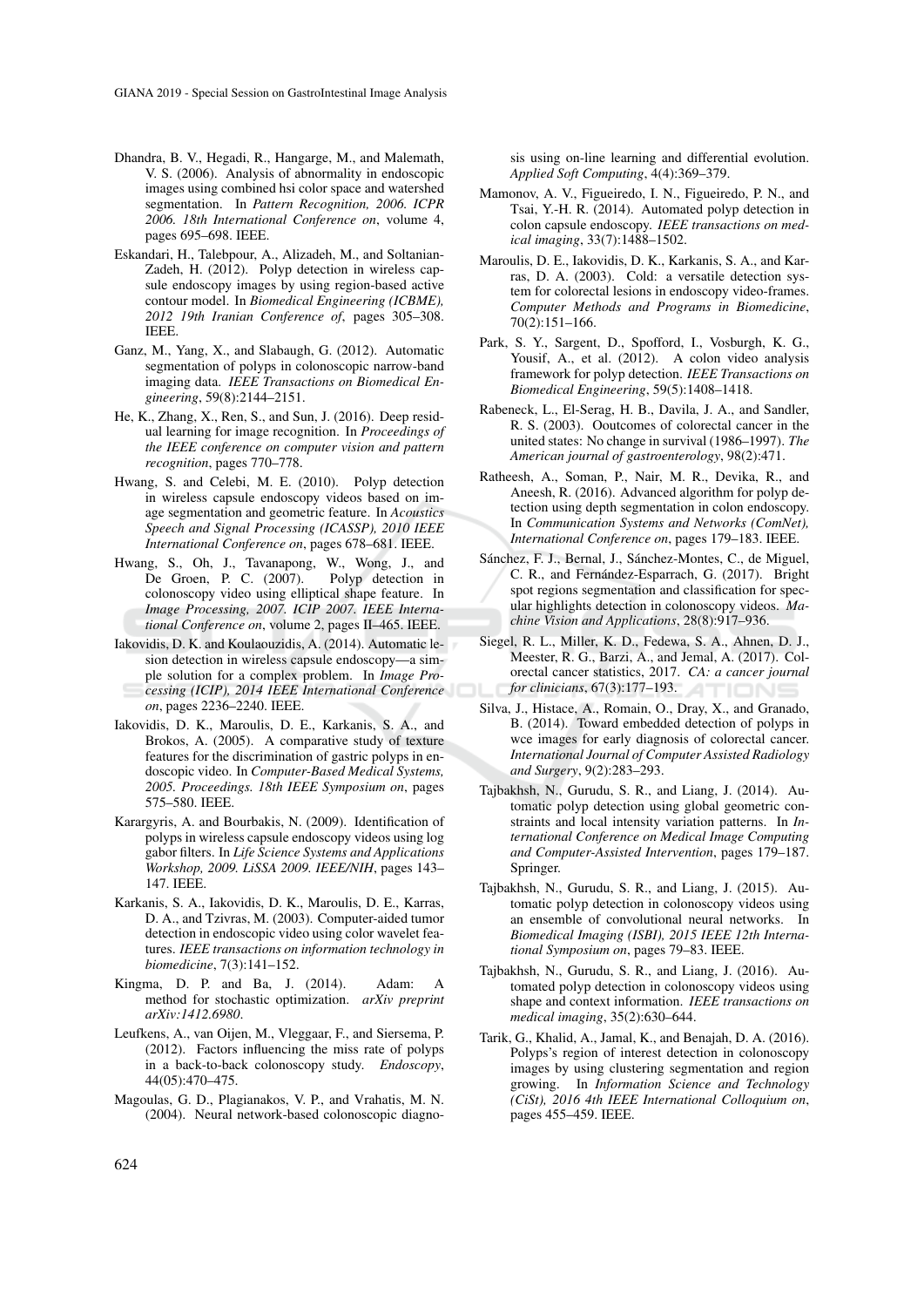Dhandra, B. V., Hegadi, R., Hangarge, M., and Malemath, V. S. (2006). Analysis of abnormality in endoscopic images using combined hsi color space and watershed segmentation. In *Pattern Recognition, 2006. ICPR 2006. 18th International Conference on*, volume 4, pages 695–698. IEEE.

Eskandari, H., Talebpour, A., Alizadeh, M., and Soltanian-Zadeh, H. (2012). Polyp detection in wireless capsule endoscopy images by using region-based active contour model. In *Biomedical Engineering (ICBME), 2012 19th Iranian Conference of*, pages 305–308. IEEE.

Ganz, M., Yang, X., and Slabaugh, G. (2012). Automatic segmentation of polyps in colonoscopic narrow-band imaging data. *IEEE Transactions on Biomedical Engineering*, 59(8):2144–2151.

He, K., Zhang, X., Ren, S., and Sun, J. (2016). Deep residual learning for image recognition. In *Proceedings of the IEEE conference on computer vision and pattern recognition*, pages 770–778.

Hwang, S. and Celebi, M. E. (2010). Polyp detection in wireless capsule endoscopy videos based on image segmentation and geometric feature. In *Acoustics Speech and Signal Processing (ICASSP), 2010 IEEE International Conference on*, pages 678–681. IEEE.

Hwang, S., Oh, J., Tavanapong, W., Wong, J., and De Groen, P. C. (2007). Polyp detection in colonoscopy video using elliptical shape feature. In *Image Processing, 2007. ICIP 2007. IEEE International Conference on*, volume 2, pages II–465. IEEE.

Iakovidis, D. K. and Koulaouzidis, A. (2014). Automatic lesion detection in wireless capsule endoscopy—a simple solution for a complex problem. In *Image Processing (ICIP), 2014 IEEE International Conference on*, pages 2236–2240. IEEE.

Iakovidis, D. K., Maroulis, D. E., Karkanis, S. A., and Brokos, A. (2005). A comparative study of texture features for the discrimination of gastric polyps in endoscopic video. In *Computer-Based Medical Systems, 2005. Proceedings. 18th IEEE Symposium on*, pages 575–580. IEEE.

Karargyris, A. and Bourbakis, N. (2009). Identification of polyps in wireless capsule endoscopy videos using log gabor filters. In *Life Science Systems and Applications Workshop, 2009. LiSSA 2009. IEEE/NIH*, pages 143–147. IEEE.

Karkanis, S. A., Iakovidis, D. K., Maroulis, D. E., Karras, D. A., and Tzivras, M. (2003). Computer-aided tumor detection in endoscopic video using color wavelet features. *IEEE transactions on information technology in biomedicine*, 7(3):141–152.

Kingma, D. P. and Ba, J. (2014). Adam: A method for stochastic optimization. *arXiv preprint arXiv:1412.6980*.

Leufkens, A., van Oijen, M., Vleggaar, F., and Siersema, P. (2012). Factors influencing the miss rate of polyps in a back-to-back colonoscopy study. *Endoscopy*, 44(05):470–475.

Magoulas, G. D., Plagianakos, V. P., and Vrahatis, M. N. (2004). Neural network-based colonoscopic diagnosis using on-line learning and differential evolution. *Applied Soft Computing*, 4(4):369–379.

Mamonov, A. V., Figueiredo, I. N., Figueiredo, P. N., and Tsai, Y.-H. R. (2014). Automated polyp detection in colon capsule endoscopy. *IEEE transactions on medical imaging*, 33(7):1488–1502.

Maroulis, D. E., Iakovidis, D. K., Karkanis, S. A., and Karras, D. A. (2003). Cold: a versatile detection system for colorectal lesions in endoscopy video-frames. *Computer Methods and Programs in Biomedicine*, 70(2):151–166.

Park, S. Y., Sargent, D., Spofford, I., Vosburgh, K. G., Yousif, A., et al. (2012). A colon video analysis framework for polyp detection. *IEEE Transactions on Biomedical Engineering*, 59(5):1408–1418.

Rabeneck, L., El-Serag, H. B., Davila, J. A., and Sandler, R. S. (2003). Ooutcomes of colorectal cancer in the united states: No change in survival (1986–1997). *The American journal of gastroenterology*, 98(2):471.

Ratheesh, A., Soman, P., Nair, M. R., Devika, R., and Aneesh, R. (2016). Advanced algorithm for polyp detection using depth segmentation in colon endoscopy. In *Communication Systems and Networks (ComNet), International Conference on*, pages 179–183. IEEE.

Sánchez, F. J., Bernal, J., Sánchez-Montes, C., de Miguel, C. R., and Fernández-Esparrach, G. (2017). Bright spot regions segmentation and classification for specular highlights detection in colonoscopy videos. *Machine Vision and Applications*, 28(8):917–936.

Siegel, R. L., Miller, K. D., Fedewa, S. A., Ahnen, D. J., Meester, R. G., Barzi, A., and Jemal, A. (2017). Colorectal cancer statistics, 2017. *CA: a cancer journal for clinicians*, 67(3):177–193.

Silva, J., Histace, A., Romain, O., Dray, X., and Granado, B. (2014). Toward embedded detection of polyps in wce images for early diagnosis of colorectal cancer. *International Journal of Computer Assisted Radiology and Surgery*, 9(2):283–293.

Tajbakhsh, N., Gurudu, S. R., and Liang, J. (2014). Automatic polyp detection using global geometric constraints and local intensity variation patterns. In *International Conference on Medical Image Computing and Computer-Assisted Intervention*, pages 179–187. Springer.

Tajbakhsh, N., Gurudu, S. R., and Liang, J. (2015). Automatic polyp detection in colonoscopy videos using an ensemble of convolutional neural networks. In *Biomedical Imaging (ISBI), 2015 IEEE 12th International Symposium on*, pages 79–83. IEEE.

Tajbakhsh, N., Gurudu, S. R., and Liang, J. (2016). Automated polyp detection in colonoscopy videos using shape and context information. *IEEE transactions on medical imaging*, 35(2):630–644.

Tarik, G., Khalid, A., Jamal, K., and Benajah, D. A. (2016). Polyps's region of interest detection in colonoscopy images by using clustering segmentation and region growing. In *Information Science and Technology (CiSt), 2016 4th IEEE International Colloquium on*, pages 455–459. IEEE.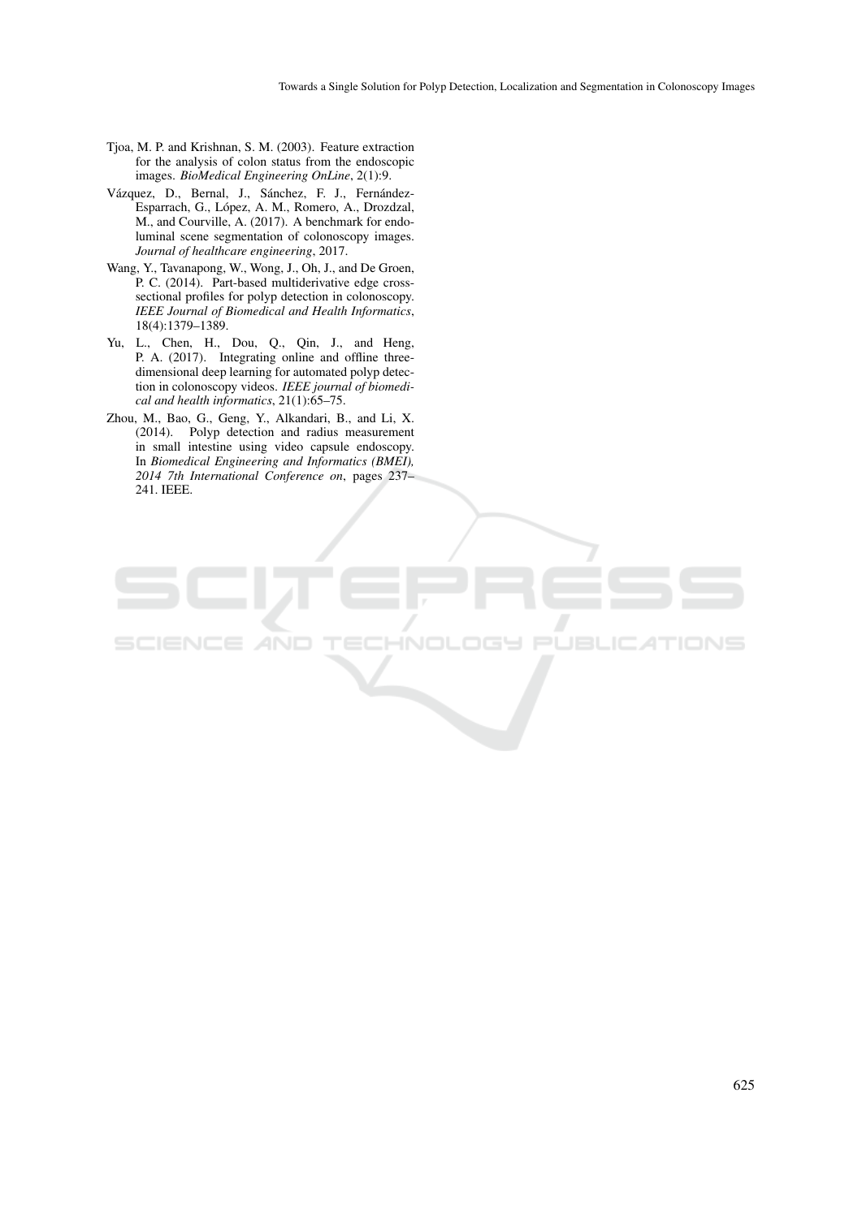Tjoa, M. P. and Krishnan, S. M. (2003). Feature extraction for the analysis of colon status from the endoscopic images. *BioMedical Engineering OnLine*, 2(1):9.

Vázquez, D., Bernal, J., Sánchez, F. J., Fernández-Esparrach, G., López, A. M., Romero, A., Drozdzal, M., and Courville, A. (2017). A benchmark for endoluminal scene segmentation of colonoscopy images. *Journal of healthcare engineering*, 2017.

Wang, Y., Tavanapong, W., Wong, J., Oh, J., and De Groen, P. C. (2014). Part-based multiderivative edge cross-sectional profiles for polyp detection in colonoscopy. *IEEE Journal of Biomedical and Health Informatics*, 18(4):1379–1389.

Yu, L., Chen, H., Dou, Q., Qin, J., and Heng, P. A. (2017). Integrating online and offline three-dimensional deep learning for automated polyp detection in colonoscopy videos. *IEEE journal of biomedical and health informatics*, 21(1):65–75.

Zhou, M., Bao, G., Geng, Y., Alkandari, B., and Li, X. (2014). Polyp detection and radius measurement in small intestine using video capsule endoscopy. In *Biomedical Engineering and Informatics (BMEI), 2014 7th International Conference on*, pages 237–241. IEEE.